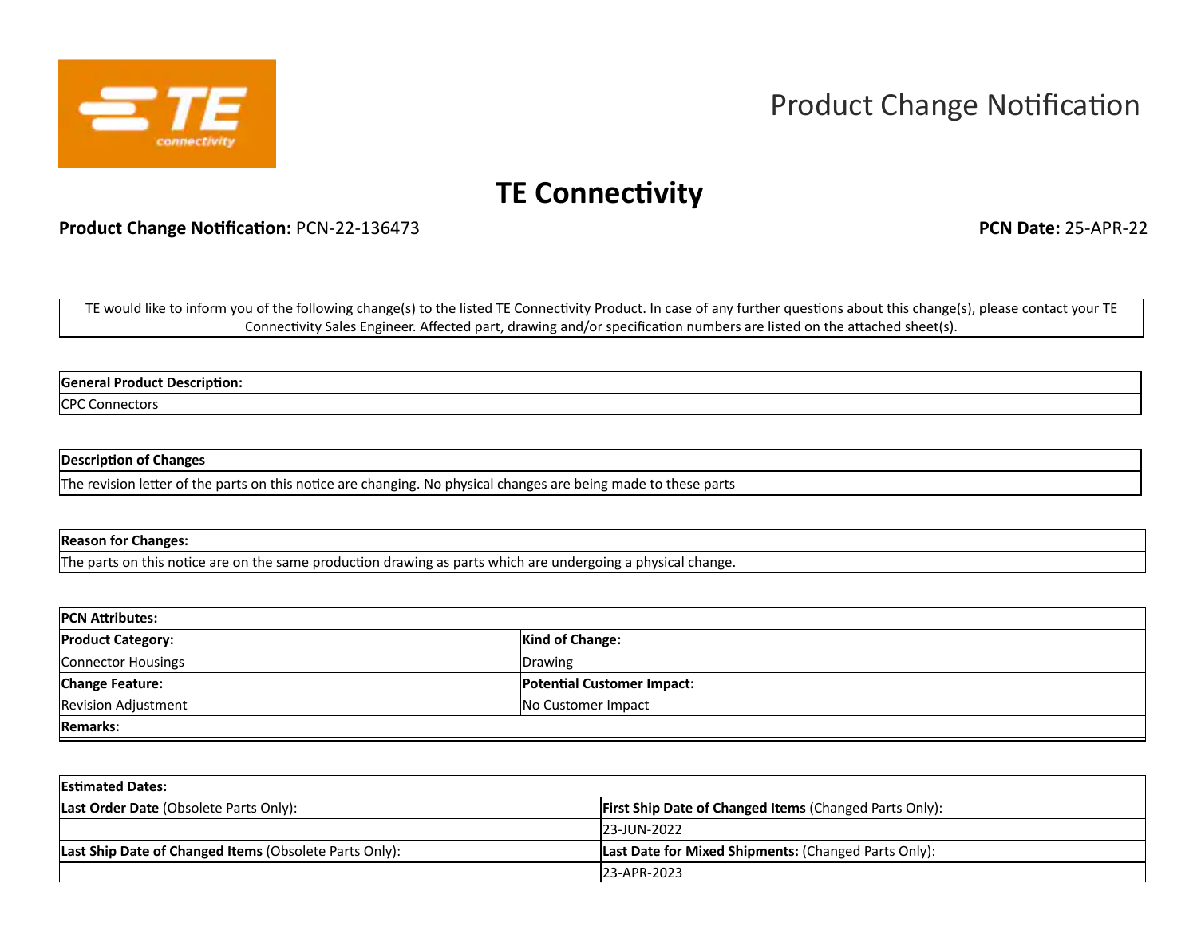# Product Change Notification

## TE Connectivity

**Product Change Notification:** PCN-22-136473 **PCN Date:** 25-APR-22

TE would like to inform you of the following change(s) to the listed TE Connectivity Product. In case of any further questions about this change(s), please contact your TE Connectivity Sales Engineer. Affected part, drawing and/or specification numbers are listed on the attached sheet(s).

| **General Product Description:** |
|---|
| CPC Connectors |

| **Description of Changes** |
|---|
| The revision letter of the parts on this notice are changing. No physical changes are being made to these parts |

| **Reason for Changes:** |
|---|
| The parts on this notice are on the same production drawing as parts which are undergoing a physical change. |

| **PCN Attributes:** | |
|---|---|
| **Product Category:** | **Kind of Change:** |
| Connector Housings | Drawing |
| **Change Feature:** | **Potential Customer Impact:** |
| Revision Adjustment | No Customer Impact |
| **Remarks:** | |

| **Estimated Dates:** | |
|---|---|
| **Last Order Date** (Obsolete Parts Only): | **First Ship Date of Changed Items** (Changed Parts Only): |
| | 23-JUN-2022 |
| **Last Ship Date of Changed Items** (Obsolete Parts Only): | **Last Date for Mixed Shipments:** (Changed Parts Only): |
| | 23-APR-2023 |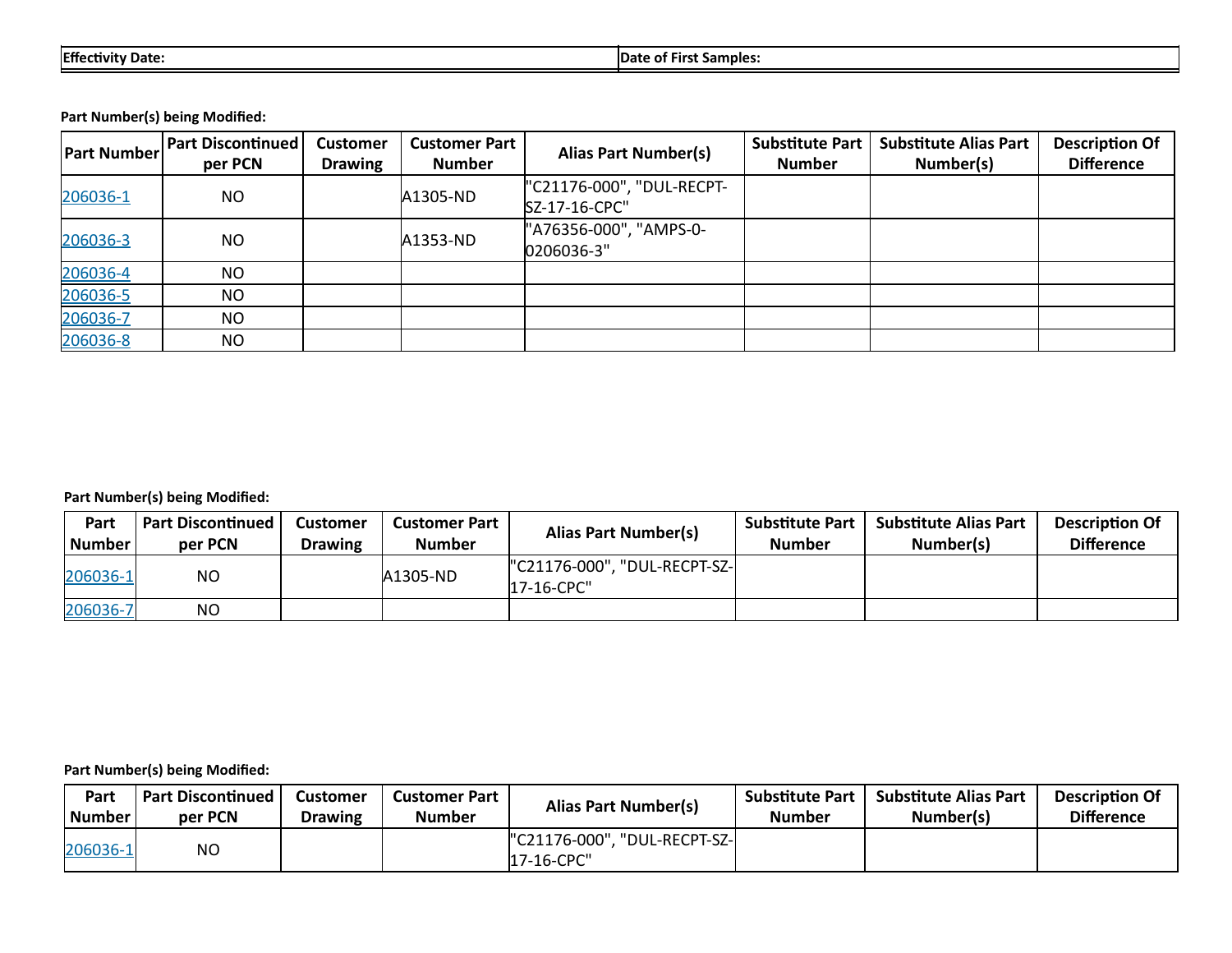| Effectivity Date: | Date of First Samples: |
|---|---|

**Part Number(s) being Modified:**

| Part Number | Part Discontinued per PCN | Customer Drawing | Customer Part Number | Alias Part Number(s) | Substitute Part Number | Substitute Alias Part Number(s) | Description Of Difference |
|---|---|---|---|---|---|---|---|
| 206036-1 | NO | | A1305-ND | "C21176-000", "DUL-RECPT-SZ-17-16-CPC" | | | |
| 206036-3 | NO | | A1353-ND | "A76356-000", "AMPS-0-0206036-3" | | | |
| 206036-4 | NO | | | | | | |
| 206036-5 | NO | | | | | | |
| 206036-7 | NO | | | | | | |
| 206036-8 | NO | | | | | | |

**Part Number(s) being Modified:**

| Part Number | Part Discontinued per PCN | Customer Drawing | Customer Part Number | Alias Part Number(s) | Substitute Part Number | Substitute Alias Part Number(s) | Description Of Difference |
|---|---|---|---|---|---|---|---|
| 206036-1 | NO | | A1305-ND | "C21176-000", "DUL-RECPT-SZ-17-16-CPC" | | | |
| 206036-7 | NO | | | | | | |

**Part Number(s) being Modified:**

| Part Number | Part Discontinued per PCN | Customer Drawing | Customer Part Number | Alias Part Number(s) | Substitute Part Number | Substitute Alias Part Number(s) | Description Of Difference |
|---|---|---|---|---|---|---|---|
| 206036-1 | NO | | | "C21176-000", "DUL-RECPT-SZ-17-16-CPC" | | | |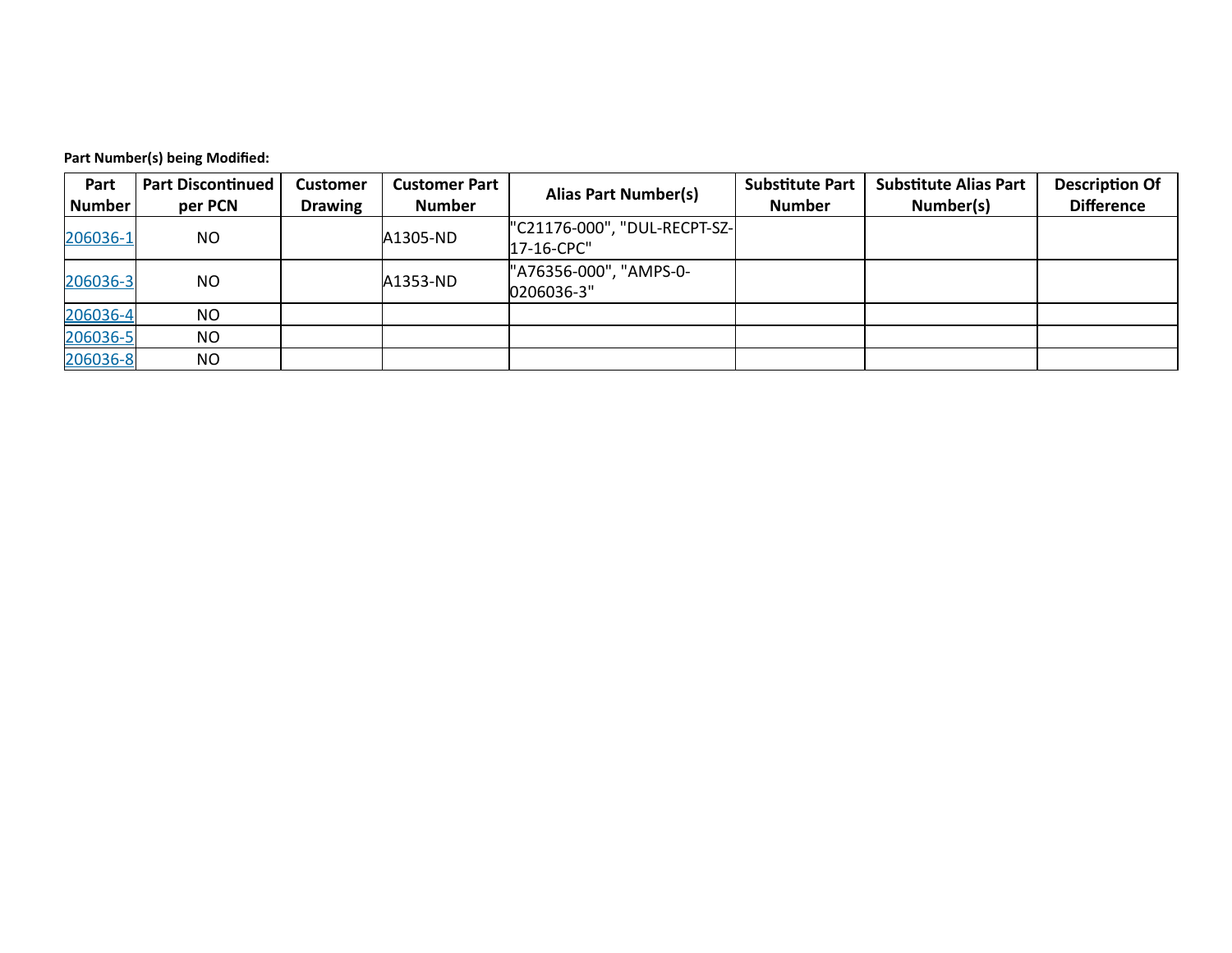**Part Number(s) being Modified:**

| Part Number | Part Discontinued per PCN | Customer Drawing | Customer Part Number | Alias Part Number(s) | Substitute Part Number | Substitute Alias Part Number(s) | Description Of Difference |
|---|---|---|---|---|---|---|---|
| 206036-1 | NO | | A1305-ND | "C21176-000", "DUL-RECPT-SZ-17-16-CPC" | | | |
| 206036-3 | NO | | A1353-ND | "A76356-000", "AMPS-0-0206036-3" | | | |
| 206036-4 | NO | | | | | | |
| 206036-5 | NO | | | | | | |
| 206036-8 | NO | | | | | | |